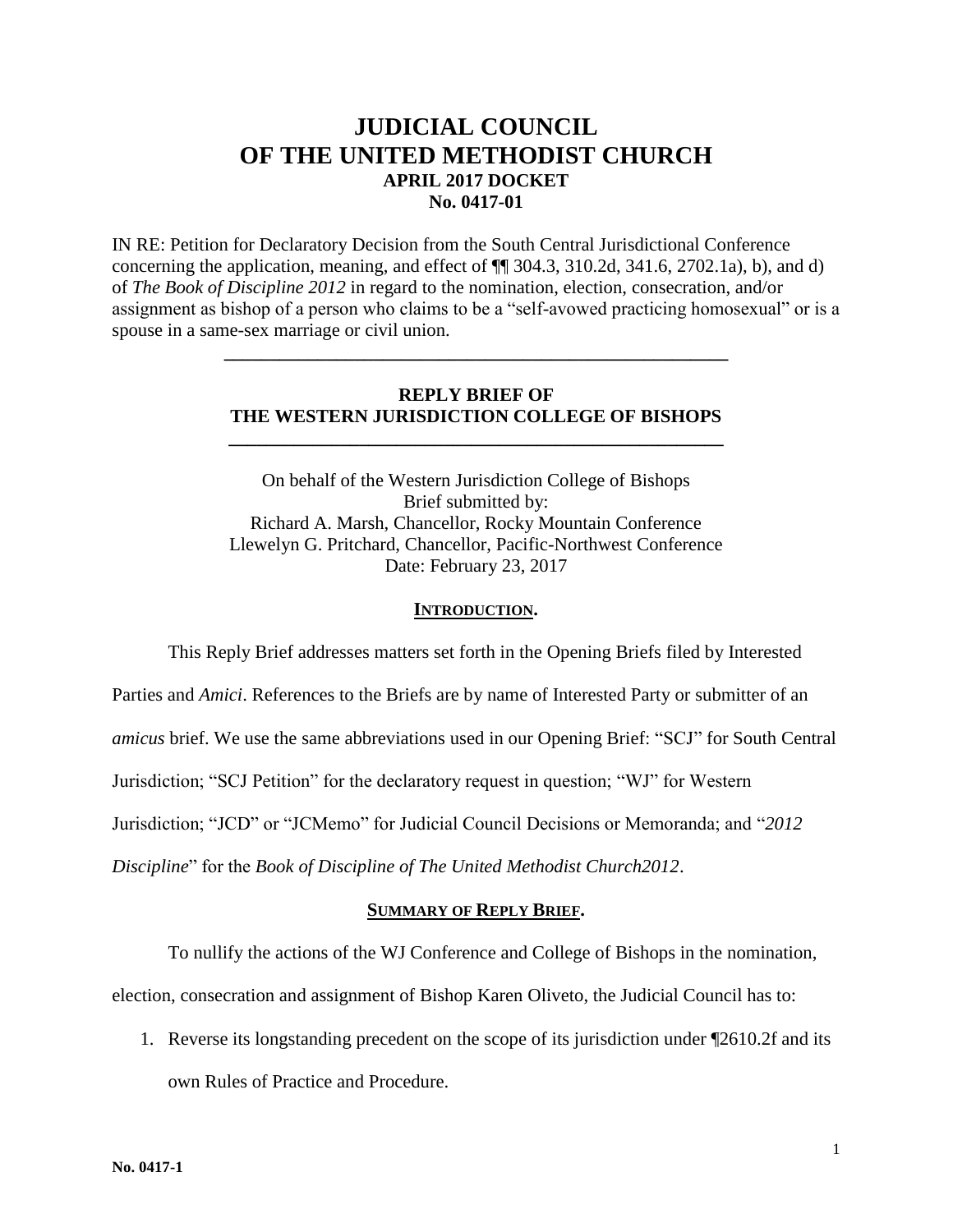# JUDICIAL COUNCIL
# OF THE UNITED METHODIST CHURCH
### APRIL 2017 DOCKET
### No. 0417-01

IN RE: Petition for Declaratory Decision from the South Central Jurisdictional Conference concerning the application, meaning, and effect of ¶¶ 304.3, 310.2d, 341.6, 2702.1a), b), and d) of *The Book of Discipline 2012* in regard to the nomination, election, consecration, and/or assignment as bishop of a person who claims to be a "self-avowed practicing homosexual" or is a spouse in a same-sex marriage or civil union.

---

## REPLY BRIEF OF
## THE WESTERN JURISDICTION COLLEGE OF BISHOPS

---

On behalf of the Western Jurisdiction College of Bishops
Brief submitted by:
Richard A. Marsh, Chancellor, Rocky Mountain Conference
Llewelyn G. Pritchard, Chancellor, Pacific-Northwest Conference
Date: February 23, 2017

### INTRODUCTION.

This Reply Brief addresses matters set forth in the Opening Briefs filed by Interested Parties and *Amici*. References to the Briefs are by name of Interested Party or submitter of an *amicus* brief. We use the same abbreviations used in our Opening Brief: "SCJ" for South Central Jurisdiction; "SCJ Petition" for the declaratory request in question; "WJ" for Western Jurisdiction; "JCD" or "JCMemo" for Judicial Council Decisions or Memoranda; and "*2012 Discipline*" for the *Book of Discipline of The United Methodist Church2012*.

### SUMMARY OF REPLY BRIEF.

To nullify the actions of the WJ Conference and College of Bishops in the nomination, election, consecration and assignment of Bishop Karen Oliveto, the Judicial Council has to:

1. Reverse its longstanding precedent on the scope of its jurisdiction under ¶2610.2f and its own Rules of Practice and Procedure.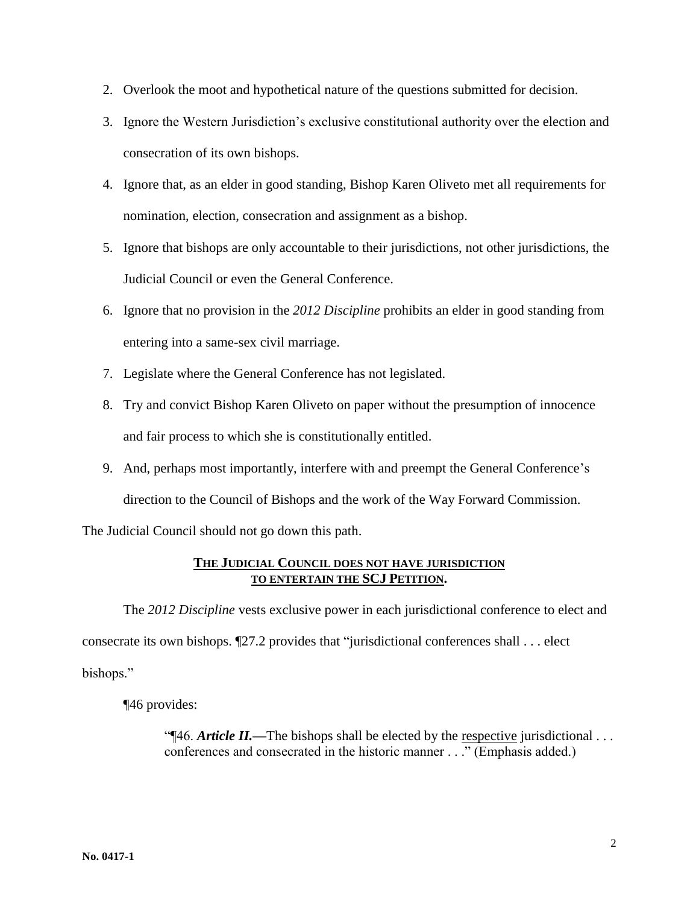2. Overlook the moot and hypothetical nature of the questions submitted for decision.
3. Ignore the Western Jurisdiction's exclusive constitutional authority over the election and consecration of its own bishops.
4. Ignore that, as an elder in good standing, Bishop Karen Oliveto met all requirements for nomination, election, consecration and assignment as a bishop.
5. Ignore that bishops are only accountable to their jurisdictions, not other jurisdictions, the Judicial Council or even the General Conference.
6. Ignore that no provision in the *2012 Discipline* prohibits an elder in good standing from entering into a same-sex civil marriage.
7. Legislate where the General Conference has not legislated.
8. Try and convict Bishop Karen Oliveto on paper without the presumption of innocence and fair process to which she is constitutionally entitled.
9. And, perhaps most importantly, interfere with and preempt the General Conference's direction to the Council of Bishops and the work of the Way Forward Commission.

The Judicial Council should not go down this path.

## **THE JUDICIAL COUNCIL DOES NOT HAVE JURISDICTION TO ENTERTAIN THE SCJ PETITION.**

The *2012 Discipline* vests exclusive power in each jurisdictional conference to elect and consecrate its own bishops. ¶27.2 provides that "jurisdictional conferences shall . . . elect bishops."

¶46 provides:

> "¶46. ***Article II.***—The bishops shall be elected by the respective jurisdictional . . . conferences and consecrated in the historic manner . . ." (Emphasis added.)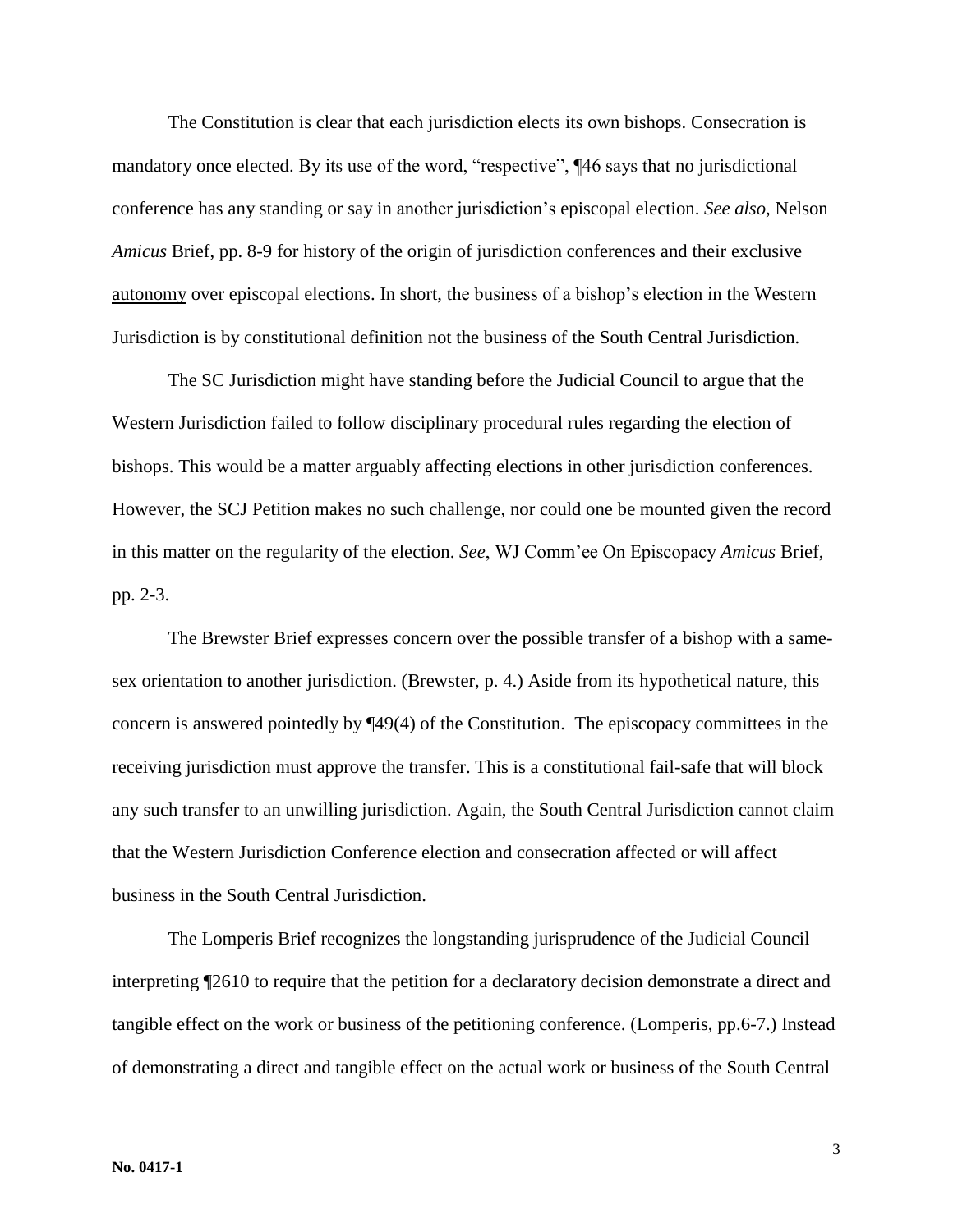The Constitution is clear that each jurisdiction elects its own bishops. Consecration is mandatory once elected. By its use of the word, "respective", ¶46 says that no jurisdictional conference has any standing or say in another jurisdiction's episcopal election. *See also*, Nelson *Amicus* Brief, pp. 8-9 for history of the origin of jurisdiction conferences and their exclusive autonomy over episcopal elections. In short, the business of a bishop's election in the Western Jurisdiction is by constitutional definition not the business of the South Central Jurisdiction.

The SC Jurisdiction might have standing before the Judicial Council to argue that the Western Jurisdiction failed to follow disciplinary procedural rules regarding the election of bishops. This would be a matter arguably affecting elections in other jurisdiction conferences. However, the SCJ Petition makes no such challenge, nor could one be mounted given the record in this matter on the regularity of the election. *See*, WJ Comm'ee On Episcopacy *Amicus* Brief, pp. 2-3.

The Brewster Brief expresses concern over the possible transfer of a bishop with a same-sex orientation to another jurisdiction. (Brewster, p. 4.) Aside from its hypothetical nature, this concern is answered pointedly by ¶49(4) of the Constitution. The episcopacy committees in the receiving jurisdiction must approve the transfer. This is a constitutional fail-safe that will block any such transfer to an unwilling jurisdiction. Again, the South Central Jurisdiction cannot claim that the Western Jurisdiction Conference election and consecration affected or will affect business in the South Central Jurisdiction.

The Lomperis Brief recognizes the longstanding jurisprudence of the Judicial Council interpreting ¶2610 to require that the petition for a declaratory decision demonstrate a direct and tangible effect on the work or business of the petitioning conference. (Lomperis, pp.6-7.) Instead of demonstrating a direct and tangible effect on the actual work or business of the South Central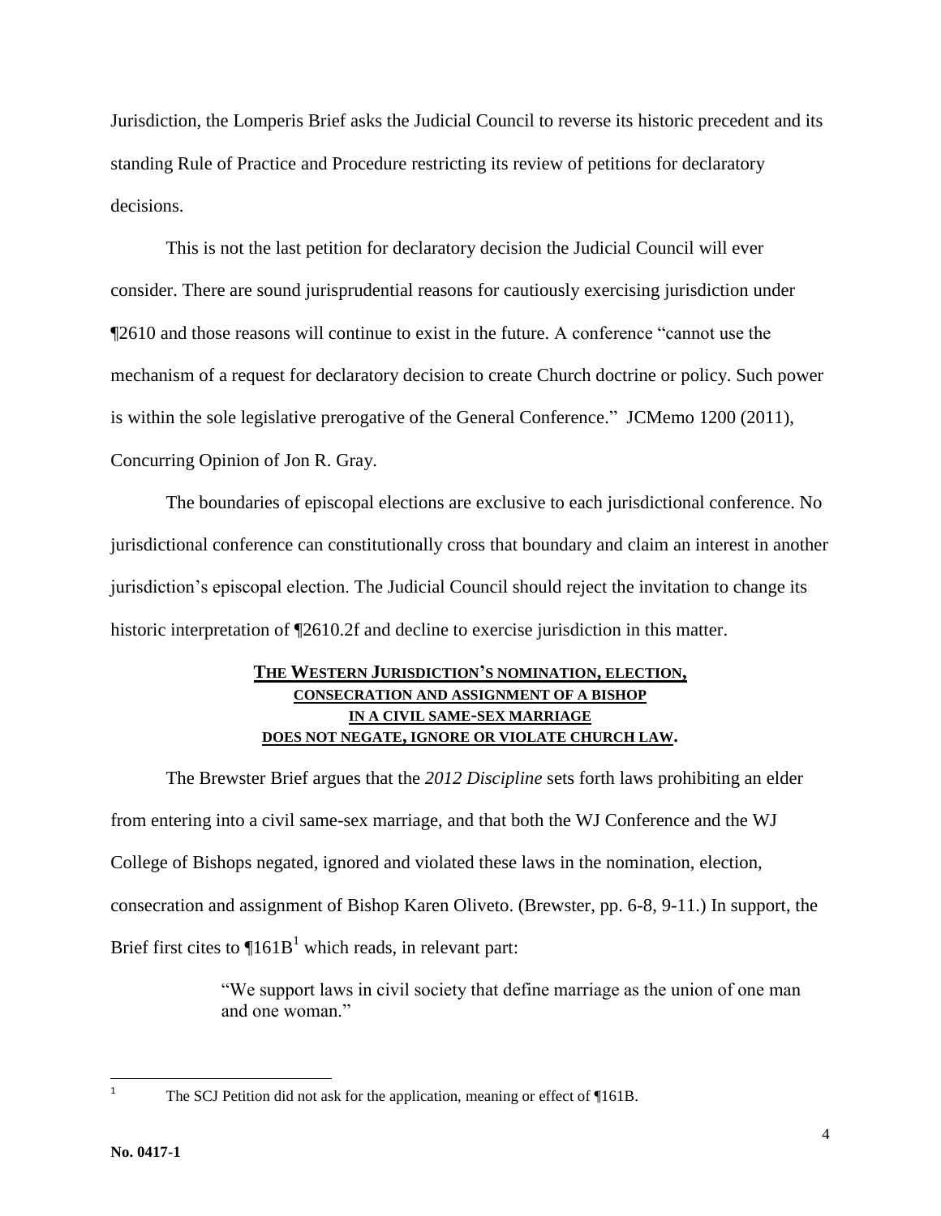Jurisdiction, the Lomperis Brief asks the Judicial Council to reverse its historic precedent and its standing Rule of Practice and Procedure restricting its review of petitions for declaratory decisions.

This is not the last petition for declaratory decision the Judicial Council will ever consider. There are sound jurisprudential reasons for cautiously exercising jurisdiction under ¶2610 and those reasons will continue to exist in the future. A conference "cannot use the mechanism of a request for declaratory decision to create Church doctrine or policy. Such power is within the sole legislative prerogative of the General Conference." JCMemo 1200 (2011), Concurring Opinion of Jon R. Gray.

The boundaries of episcopal elections are exclusive to each jurisdictional conference. No jurisdictional conference can constitutionally cross that boundary and claim an interest in another jurisdiction's episcopal election. The Judicial Council should reject the invitation to change its historic interpretation of ¶2610.2f and decline to exercise jurisdiction in this matter.

## THE WESTERN JURISDICTION'S NOMINATION, ELECTION, CONSECRATION AND ASSIGNMENT OF A BISHOP IN A CIVIL SAME-SEX MARRIAGE DOES NOT NEGATE, IGNORE OR VIOLATE CHURCH LAW.

The Brewster Brief argues that the *2012 Discipline* sets forth laws prohibiting an elder from entering into a civil same-sex marriage, and that both the WJ Conference and the WJ College of Bishops negated, ignored and violated these laws in the nomination, election, consecration and assignment of Bishop Karen Oliveto. (Brewster, pp. 6-8, 9-11.) In support, the Brief first cites to ¶161B[1] which reads, in relevant part:

> "We support laws in civil society that define marriage as the union of one man and one woman."

[1] The SCJ Petition did not ask for the application, meaning or effect of ¶161B.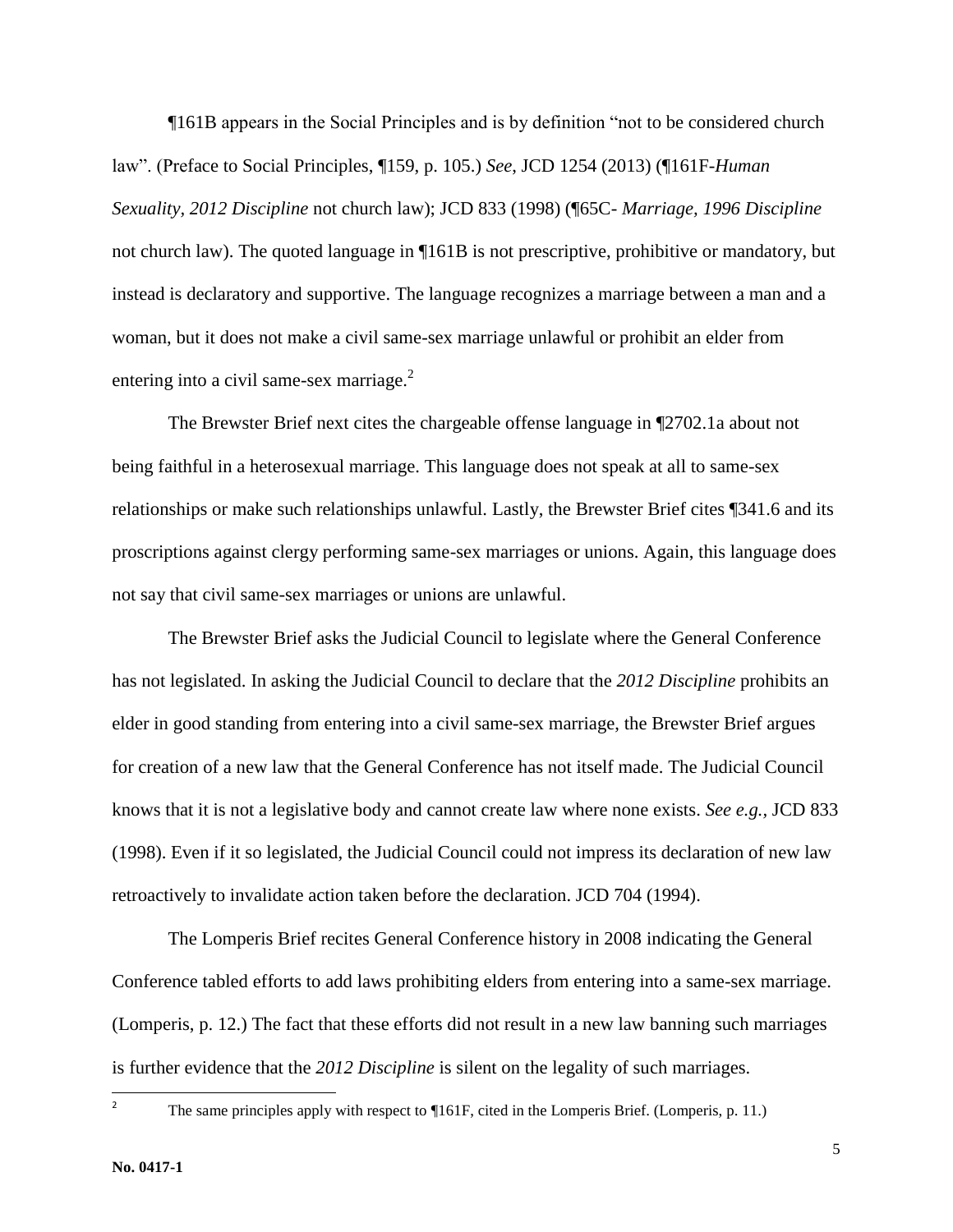¶161B appears in the Social Principles and is by definition "not to be considered church law". (Preface to Social Principles, ¶159, p. 105.) *See*, JCD 1254 (2013) (¶161F-*Human Sexuality, 2012 Discipline* not church law); JCD 833 (1998) (¶65C- *Marriage, 1996 Discipline* not church law). The quoted language in ¶161B is not prescriptive, prohibitive or mandatory, but instead is declaratory and supportive. The language recognizes a marriage between a man and a woman, but it does not make a civil same-sex marriage unlawful or prohibit an elder from entering into a civil same-sex marriage.[2]

The Brewster Brief next cites the chargeable offense language in ¶2702.1a about not being faithful in a heterosexual marriage. This language does not speak at all to same-sex relationships or make such relationships unlawful. Lastly, the Brewster Brief cites ¶341.6 and its proscriptions against clergy performing same-sex marriages or unions. Again, this language does not say that civil same-sex marriages or unions are unlawful.

The Brewster Brief asks the Judicial Council to legislate where the General Conference has not legislated. In asking the Judicial Council to declare that the *2012 Discipline* prohibits an elder in good standing from entering into a civil same-sex marriage, the Brewster Brief argues for creation of a new law that the General Conference has not itself made. The Judicial Council knows that it is not a legislative body and cannot create law where none exists. *See e.g.,* JCD 833 (1998). Even if it so legislated, the Judicial Council could not impress its declaration of new law retroactively to invalidate action taken before the declaration. JCD 704 (1994).

The Lomperis Brief recites General Conference history in 2008 indicating the General Conference tabled efforts to add laws prohibiting elders from entering into a same-sex marriage. (Lomperis, p. 12.) The fact that these efforts did not result in a new law banning such marriages is further evidence that the *2012 Discipline* is silent on the legality of such marriages.

---

[2] The same principles apply with respect to ¶161F, cited in the Lomperis Brief. (Lomperis, p. 11.)

**No. 0417-1**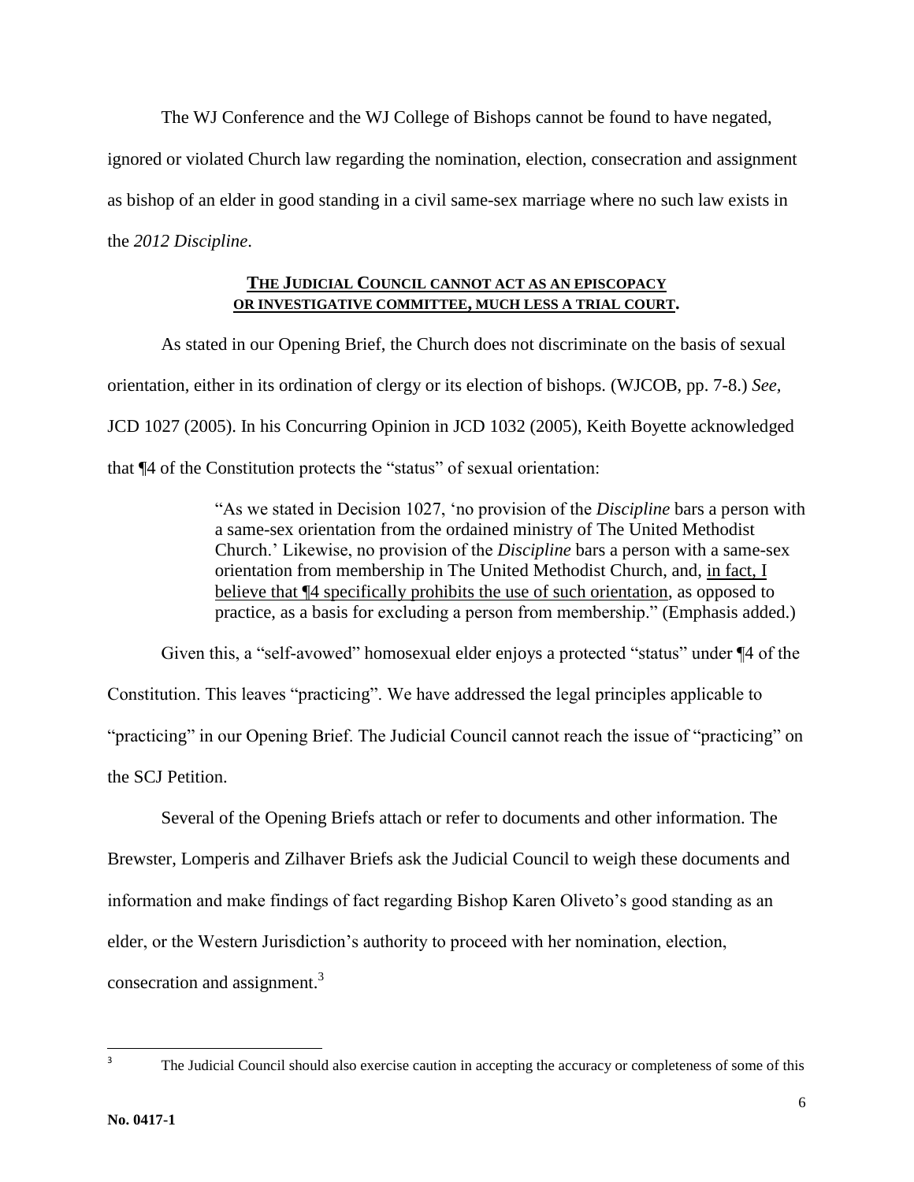The WJ Conference and the WJ College of Bishops cannot be found to have negated, ignored or violated Church law regarding the nomination, election, consecration and assignment as bishop of an elder in good standing in a civil same-sex marriage where no such law exists in the *2012 Discipline*.

**THE JUDICIAL COUNCIL CANNOT ACT AS AN EPISCOPACY OR INVESTIGATIVE COMMITTEE, MUCH LESS A TRIAL COURT.**

As stated in our Opening Brief, the Church does not discriminate on the basis of sexual orientation, either in its ordination of clergy or its election of bishops. (WJCOB, pp. 7-8.) *See*, JCD 1027 (2005). In his Concurring Opinion in JCD 1032 (2005), Keith Boyette acknowledged that ¶4 of the Constitution protects the "status" of sexual orientation:

> "As we stated in Decision 1027, 'no provision of the *Discipline* bars a person with a same-sex orientation from the ordained ministry of The United Methodist Church.' Likewise, no provision of the *Discipline* bars a person with a same-sex orientation from membership in The United Methodist Church, and, <u>in fact, I believe that ¶4 specifically prohibits the use of such orientation</u>, as opposed to practice, as a basis for excluding a person from membership." (Emphasis added.)

Given this, a "self-avowed" homosexual elder enjoys a protected "status" under ¶4 of the Constitution. This leaves "practicing". We have addressed the legal principles applicable to "practicing" in our Opening Brief. The Judicial Council cannot reach the issue of "practicing" on the SCJ Petition.

Several of the Opening Briefs attach or refer to documents and other information. The Brewster, Lomperis and Zilhaver Briefs ask the Judicial Council to weigh these documents and information and make findings of fact regarding Bishop Karen Oliveto's good standing as an elder, or the Western Jurisdiction's authority to proceed with her nomination, election, consecration and assignment.[3]

[3] The Judicial Council should also exercise caution in accepting the accuracy or completeness of some of this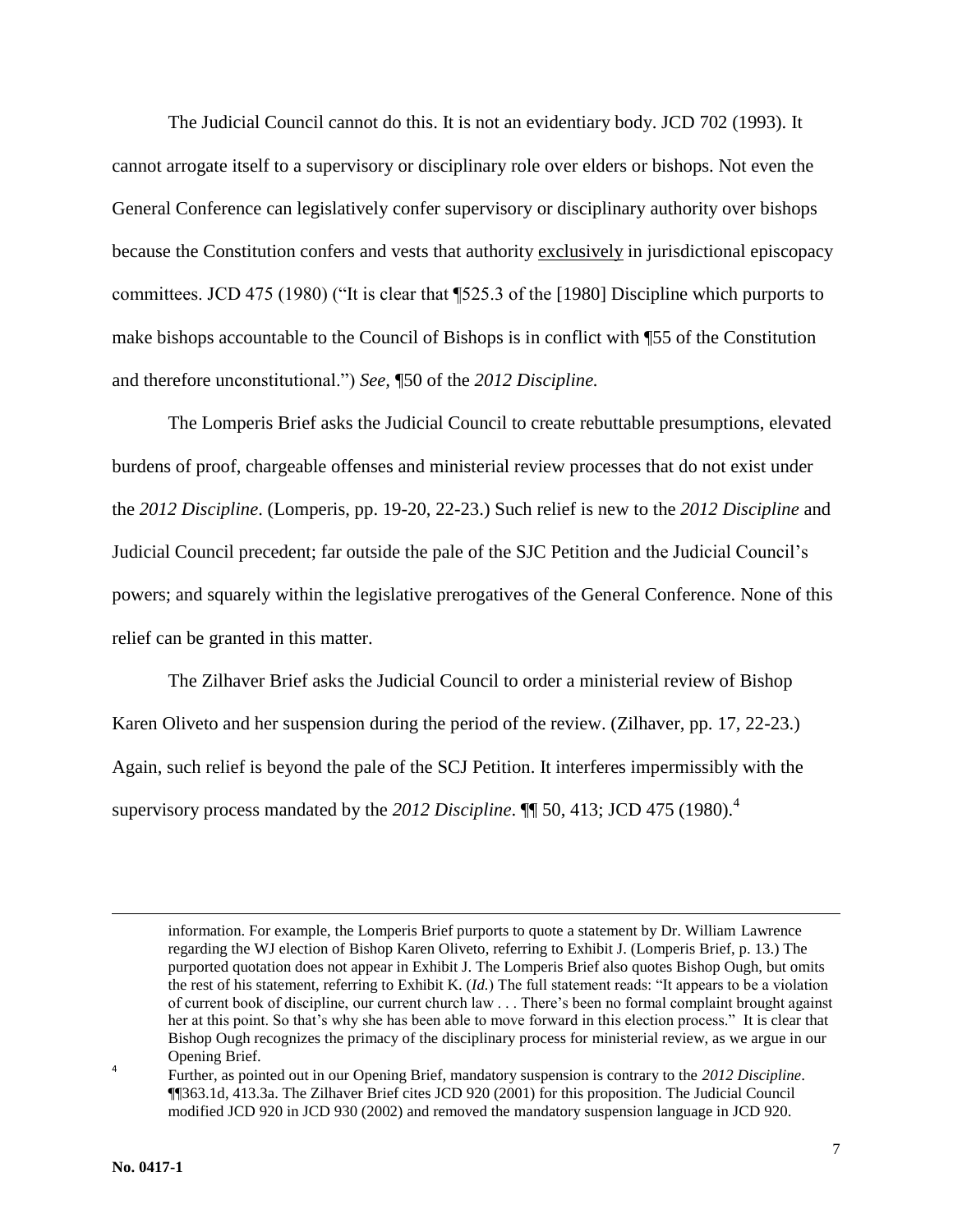The Judicial Council cannot do this. It is not an evidentiary body. JCD 702 (1993). It cannot arrogate itself to a supervisory or disciplinary role over elders or bishops. Not even the General Conference can legislatively confer supervisory or disciplinary authority over bishops because the Constitution confers and vests that authority exclusively in jurisdictional episcopacy committees. JCD 475 (1980) ("It is clear that ¶525.3 of the [1980] Discipline which purports to make bishops accountable to the Council of Bishops is in conflict with ¶55 of the Constitution and therefore unconstitutional.") *See,* ¶50 of the *2012 Discipline.*

The Lomperis Brief asks the Judicial Council to create rebuttable presumptions, elevated burdens of proof, chargeable offenses and ministerial review processes that do not exist under the *2012 Discipline*. (Lomperis, pp. 19-20, 22-23.) Such relief is new to the *2012 Discipline* and Judicial Council precedent; far outside the pale of the SJC Petition and the Judicial Council's powers; and squarely within the legislative prerogatives of the General Conference. None of this relief can be granted in this matter.

The Zilhaver Brief asks the Judicial Council to order a ministerial review of Bishop Karen Oliveto and her suspension during the period of the review. (Zilhaver, pp. 17, 22-23.) Again, such relief is beyond the pale of the SCJ Petition. It interferes impermissibly with the supervisory process mandated by the *2012 Discipline*. ¶¶ 50, 413; JCD 475 (1980).[4]

---

information. For example, the Lomperis Brief purports to quote a statement by Dr. William Lawrence regarding the WJ election of Bishop Karen Oliveto, referring to Exhibit J. (Lomperis Brief, p. 13.) The purported quotation does not appear in Exhibit J. The Lomperis Brief also quotes Bishop Ough, but omits the rest of his statement, referring to Exhibit K. (*Id.*) The full statement reads: "It appears to be a violation of current book of discipline, our current church law . . . There's been no formal complaint brought against her at this point. So that's why she has been able to move forward in this election process." It is clear that Bishop Ough recognizes the primacy of the disciplinary process for ministerial review, as we argue in our Opening Brief.

[4] Further, as pointed out in our Opening Brief, mandatory suspension is contrary to the *2012 Discipline*. ¶¶363.1d, 413.3a. The Zilhaver Brief cites JCD 920 (2001) for this proposition. The Judicial Council modified JCD 920 in JCD 930 (2002) and removed the mandatory suspension language in JCD 920.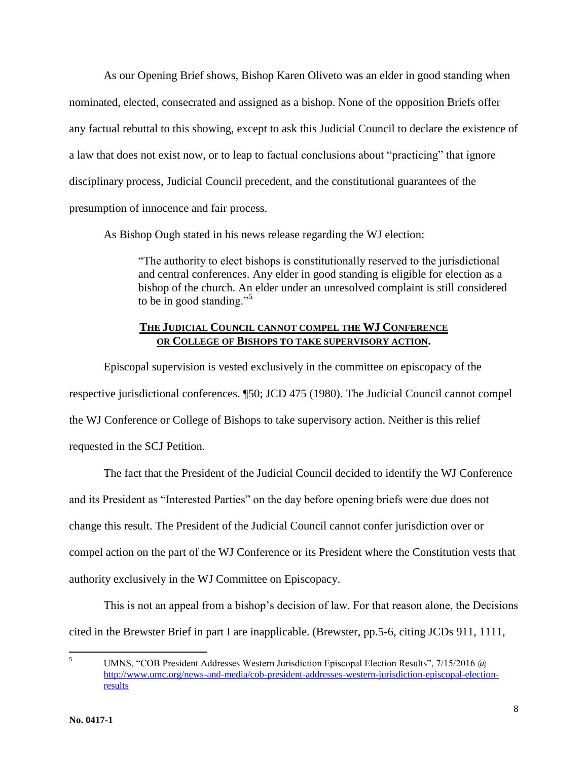As our Opening Brief shows, Bishop Karen Oliveto was an elder in good standing when nominated, elected, consecrated and assigned as a bishop. None of the opposition Briefs offer any factual rebuttal to this showing, except to ask this Judicial Council to declare the existence of a law that does not exist now, or to leap to factual conclusions about "practicing" that ignore disciplinary process, Judicial Council precedent, and the constitutional guarantees of the presumption of innocence and fair process.

As Bishop Ough stated in his news release regarding the WJ election:

> "The authority to elect bishops is constitutionally reserved to the jurisdictional and central conferences. Any elder in good standing is eligible for election as a bishop of the church. An elder under an unresolved complaint is still considered to be in good standing."[5]

**THE JUDICIAL COUNCIL CANNOT COMPEL THE WJ CONFERENCE OR COLLEGE OF BISHOPS TO TAKE SUPERVISORY ACTION.**

Episcopal supervision is vested exclusively in the committee on episcopacy of the respective jurisdictional conferences. ¶50; JCD 475 (1980). The Judicial Council cannot compel the WJ Conference or College of Bishops to take supervisory action. Neither is this relief requested in the SCJ Petition.

The fact that the President of the Judicial Council decided to identify the WJ Conference and its President as "Interested Parties" on the day before opening briefs were due does not change this result. The President of the Judicial Council cannot confer jurisdiction over or compel action on the part of the WJ Conference or its President where the Constitution vests that authority exclusively in the WJ Committee on Episcopacy.

This is not an appeal from a bishop's decision of law. For that reason alone, the Decisions cited in the Brewster Brief in part I are inapplicable. (Brewster, pp.5-6, citing JCDs 911, 1111,

---

[5] UMNS, "COB President Addresses Western Jurisdiction Episcopal Election Results", 7/15/2016 @ http://www.umc.org/news-and-media/cob-president-addresses-western-jurisdiction-episcopal-election-results

**No. 0417-1**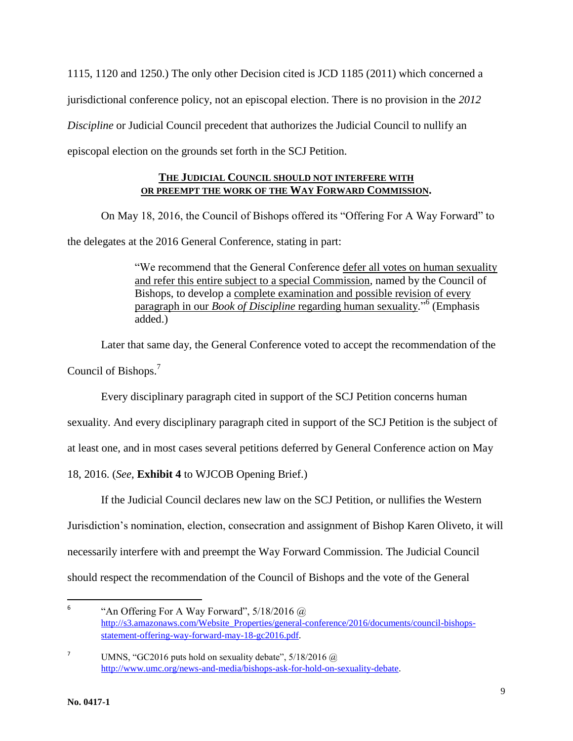1115, 1120 and 1250.) The only other Decision cited is JCD 1185 (2011) which concerned a jurisdictional conference policy, not an episcopal election. There is no provision in the *2012 Discipline* or Judicial Council precedent that authorizes the Judicial Council to nullify an episcopal election on the grounds set forth in the SCJ Petition.

**THE JUDICIAL COUNCIL SHOULD NOT INTERFERE WITH OR PREEMPT THE WORK OF THE WAY FORWARD COMMISSION.**

On May 18, 2016, the Council of Bishops offered its "Offering For A Way Forward" to the delegates at the 2016 General Conference, stating in part:

> "We recommend that the General Conference defer all votes on human sexuality and refer this entire subject to a special Commission, named by the Council of Bishops, to develop a complete examination and possible revision of every paragraph in our *Book of Discipline* regarding human sexuality."[6] (Emphasis added.)

Later that same day, the General Conference voted to accept the recommendation of the Council of Bishops.[7]

Every disciplinary paragraph cited in support of the SCJ Petition concerns human sexuality. And every disciplinary paragraph cited in support of the SCJ Petition is the subject of at least one, and in most cases several petitions deferred by General Conference action on May 18, 2016. (*See*, **Exhibit 4** to WJCOB Opening Brief.)

If the Judicial Council declares new law on the SCJ Petition, or nullifies the Western Jurisdiction's nomination, election, consecration and assignment of Bishop Karen Oliveto, it will necessarily interfere with and preempt the Way Forward Commission. The Judicial Council should respect the recommendation of the Council of Bishops and the vote of the General

---

[6] "An Offering For A Way Forward", 5/18/2016 @ http://s3.amazonaws.com/Website_Properties/general-conference/2016/documents/council-bishops-statement-offering-way-forward-may-18-gc2016.pdf.

[7] UMNS, "GC2016 puts hold on sexuality debate", 5/18/2016 @ http://www.umc.org/news-and-media/bishops-ask-for-hold-on-sexuality-debate.

**No. 0417-1**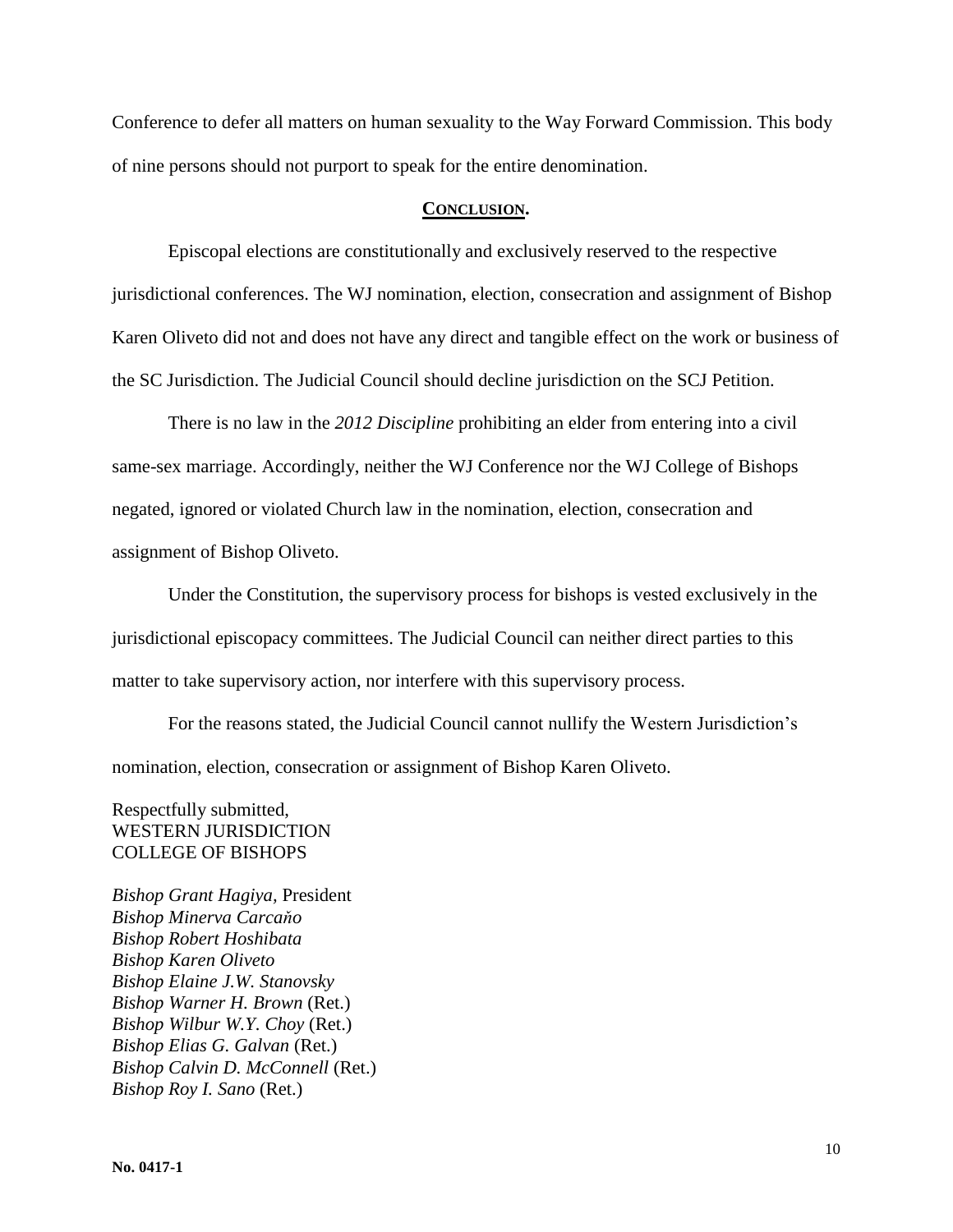Conference to defer all matters on human sexuality to the Way Forward Commission. This body of nine persons should not purport to speak for the entire denomination.

## **CONCLUSION.**

Episcopal elections are constitutionally and exclusively reserved to the respective jurisdictional conferences. The WJ nomination, election, consecration and assignment of Bishop Karen Oliveto did not and does not have any direct and tangible effect on the work or business of the SC Jurisdiction. The Judicial Council should decline jurisdiction on the SCJ Petition.

There is no law in the *2012 Discipline* prohibiting an elder from entering into a civil same-sex marriage. Accordingly, neither the WJ Conference nor the WJ College of Bishops negated, ignored or violated Church law in the nomination, election, consecration and assignment of Bishop Oliveto.

Under the Constitution, the supervisory process for bishops is vested exclusively in the jurisdictional episcopacy committees. The Judicial Council can neither direct parties to this matter to take supervisory action, nor interfere with this supervisory process.

For the reasons stated, the Judicial Council cannot nullify the Western Jurisdiction's nomination, election, consecration or assignment of Bishop Karen Oliveto.

Respectfully submitted,
WESTERN JURISDICTION
COLLEGE OF BISHOPS

*Bishop Grant Hagiya,* President
*Bishop Minerva Carcaňo*
*Bishop Robert Hoshibata*
*Bishop Karen Oliveto*
*Bishop Elaine J.W. Stanovsky*
*Bishop Warner H. Brown* (Ret.)
*Bishop Wilbur W.Y. Choy* (Ret.)
*Bishop Elias G. Galvan* (Ret.)
*Bishop Calvin D. McConnell* (Ret.)
*Bishop Roy I. Sano* (Ret.)

**No. 0417-1**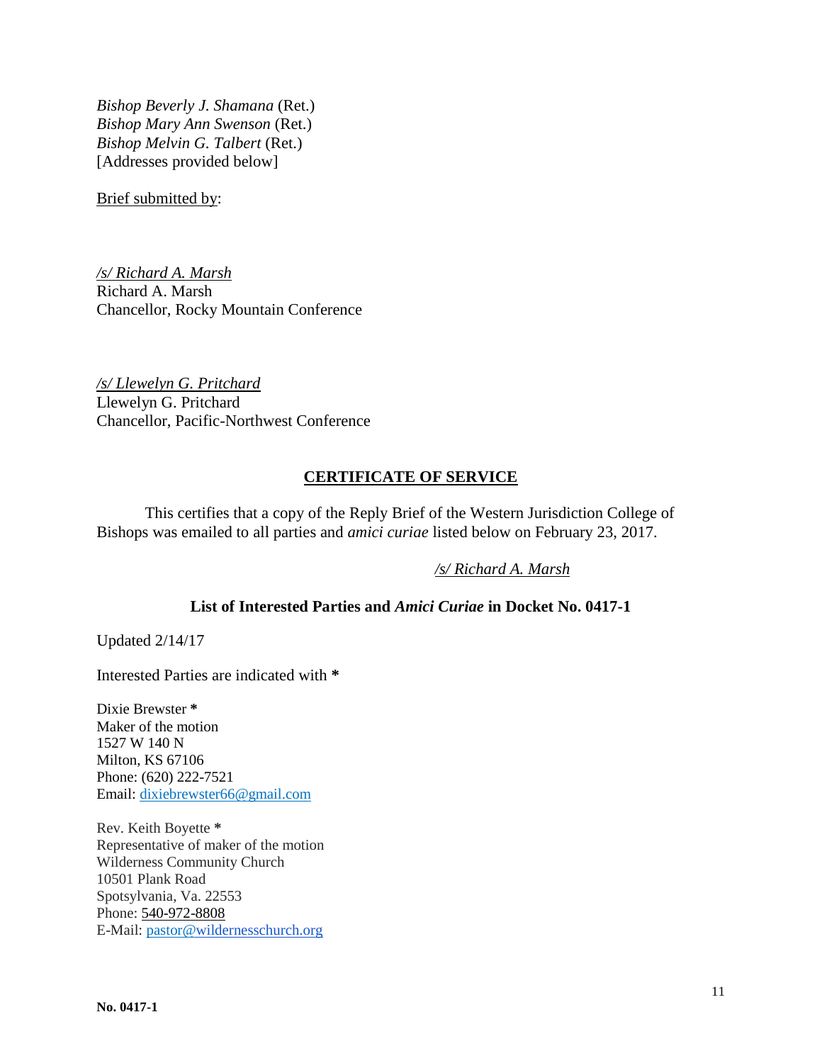*Bishop Beverly J. Shamana* (Ret.)
*Bishop Mary Ann Swenson* (Ret.)
*Bishop Melvin G. Talbert* (Ret.)
[Addresses provided below]

Brief submitted by:

*/s/ Richard A. Marsh*
Richard A. Marsh
Chancellor, Rocky Mountain Conference

*/s/ Llewelyn G. Pritchard*
Llewelyn G. Pritchard
Chancellor, Pacific-Northwest Conference

## CERTIFICATE OF SERVICE

This certifies that a copy of the Reply Brief of the Western Jurisdiction College of Bishops was emailed to all parties and *amici curiae* listed below on February 23, 2017.

*/s/ Richard A. Marsh*

### List of Interested Parties and *Amici Curiae* in Docket No. 0417-1

Updated 2/14/17

Interested Parties are indicated with **\***

Dixie Brewster **\***
Maker of the motion
1527 W 140 N
Milton, KS 67106
Phone: (620) 222-7521
Email: dixiebrewster66@gmail.com

Rev. Keith Boyette **\***
Representative of maker of the motion
Wilderness Community Church
10501 Plank Road
Spotsylvania, Va. 22553
Phone: 540-972-8808
E-Mail: pastor@wildernesschurch.org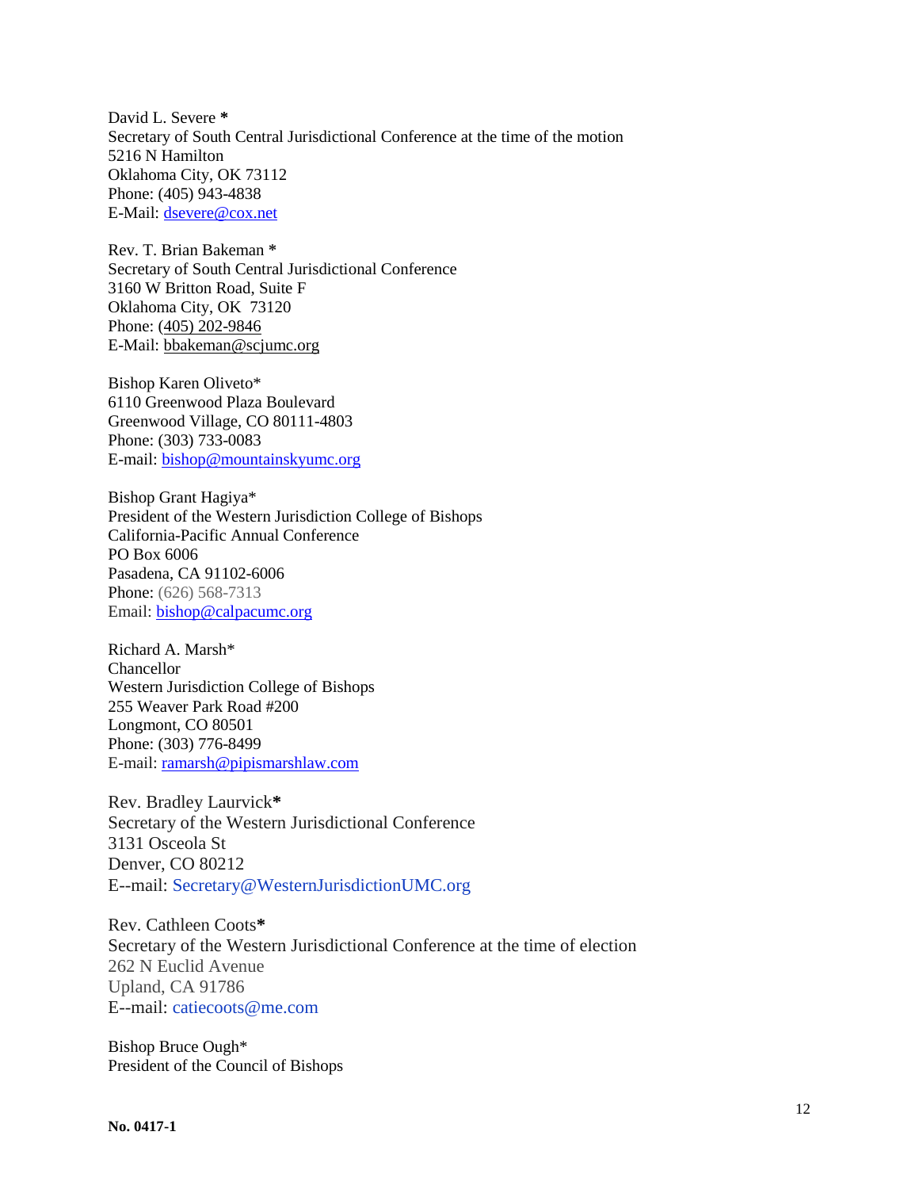David L. Severe **\***
Secretary of South Central Jurisdictional Conference at the time of the motion
5216 N Hamilton
Oklahoma City, OK 73112
Phone: (405) 943-4838
E-Mail: dsevere@cox.net

Rev. T. Brian Bakeman **\***
Secretary of South Central Jurisdictional Conference
3160 W Britton Road, Suite F
Oklahoma City, OK 73120
Phone: (405) 202-9846
E-Mail: bbakeman@scjumc.org

Bishop Karen Oliveto*
6110 Greenwood Plaza Boulevard
Greenwood Village, CO 80111-4803
Phone: (303) 733-0083
E-mail: bishop@mountainskyumc.org

Bishop Grant Hagiya*
President of the Western Jurisdiction College of Bishops
California-Pacific Annual Conference
PO Box 6006
Pasadena, CA 91102-6006
Phone: (626) 568-7313
Email: bishop@calpacumc.org

Richard A. Marsh*
Chancellor
Western Jurisdiction College of Bishops
255 Weaver Park Road #200
Longmont, CO 80501
Phone: (303) 776-8499
E-mail: ramarsh@pipismarshlaw.com

Rev. Bradley Laurvick**\***
Secretary of the Western Jurisdictional Conference
3131 Osceola St
Denver, CO 80212
E--mail: Secretary@WesternJurisdictionUMC.org

Rev. Cathleen Coots**\***
Secretary of the Western Jurisdictional Conference at the time of election
262 N Euclid Avenue
Upland, CA 91786
E--mail: catiecoots@me.com

Bishop Bruce Ough*
President of the Council of Bishops

**No. 0417-1**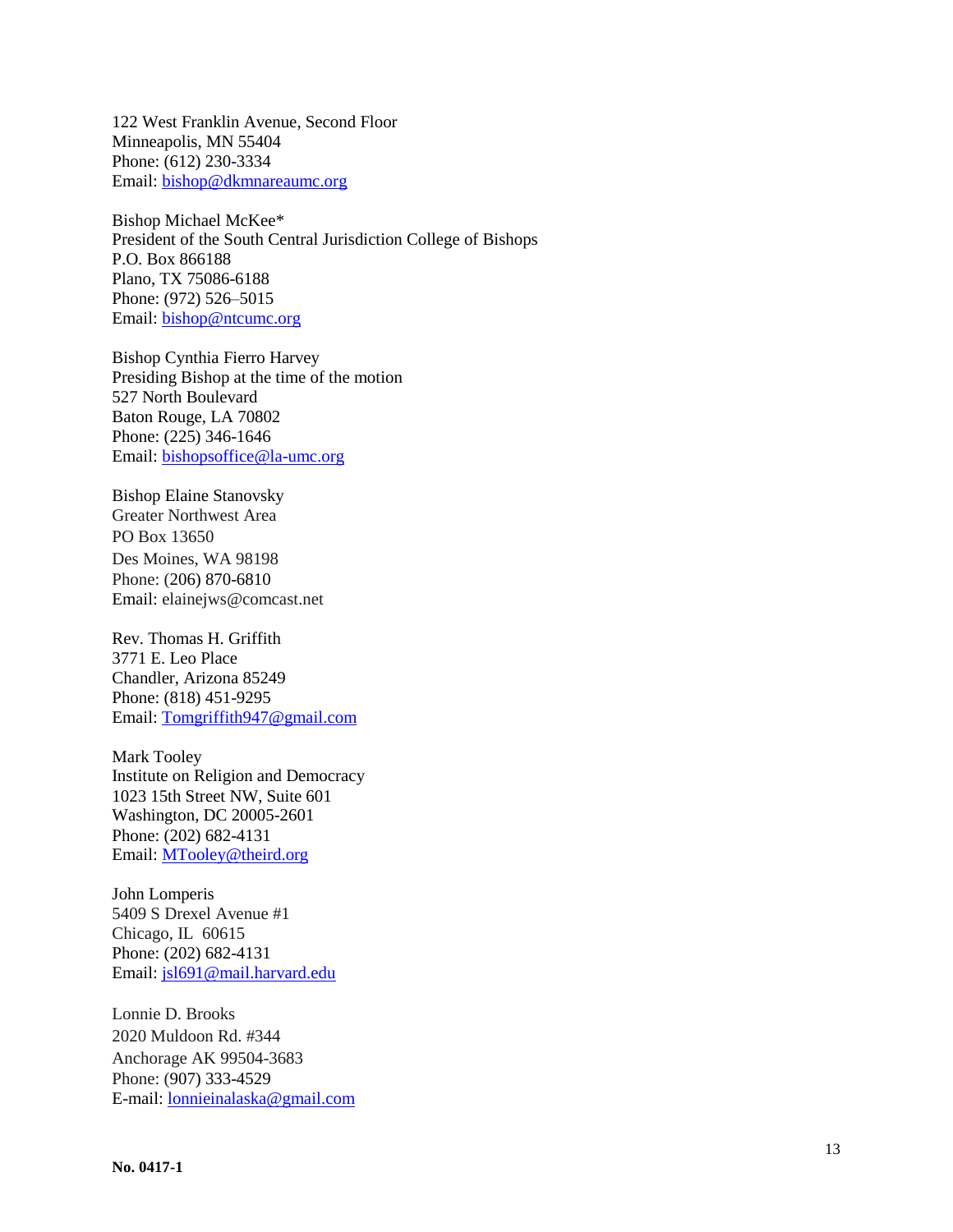122 West Franklin Avenue, Second Floor
Minneapolis, MN 55404
Phone: (612) 230-3334
Email: bishop@dkmnareaumc.org

Bishop Michael McKee*
President of the South Central Jurisdiction College of Bishops
P.O. Box 866188
Plano, TX 75086-6188
Phone: (972) 526–5015
Email: bishop@ntcumc.org

Bishop Cynthia Fierro Harvey
Presiding Bishop at the time of the motion
527 North Boulevard
Baton Rouge, LA 70802
Phone: (225) 346-1646
Email: bishopsoffice@la-umc.org

Bishop Elaine Stanovsky
Greater Northwest Area
PO Box 13650
Des Moines, WA 98198
Phone: (206) 870-6810
Email: elainejws@comcast.net

Rev. Thomas H. Griffith
3771 E. Leo Place
Chandler, Arizona 85249
Phone: (818) 451-9295
Email: Tomgriffith947@gmail.com

Mark Tooley
Institute on Religion and Democracy
1023 15th Street NW, Suite 601
Washington, DC 20005-2601
Phone: (202) 682-4131
Email: MTooley@theird.org

John Lomperis
5409 S Drexel Avenue #1
Chicago, IL  60615
Phone: (202) 682-4131
Email: jsl691@mail.harvard.edu

Lonnie D. Brooks
2020 Muldoon Rd. #344
Anchorage AK 99504-3683
Phone: (907) 333-4529
E-mail: lonnieinalaska@gmail.com

**No. 0417-1**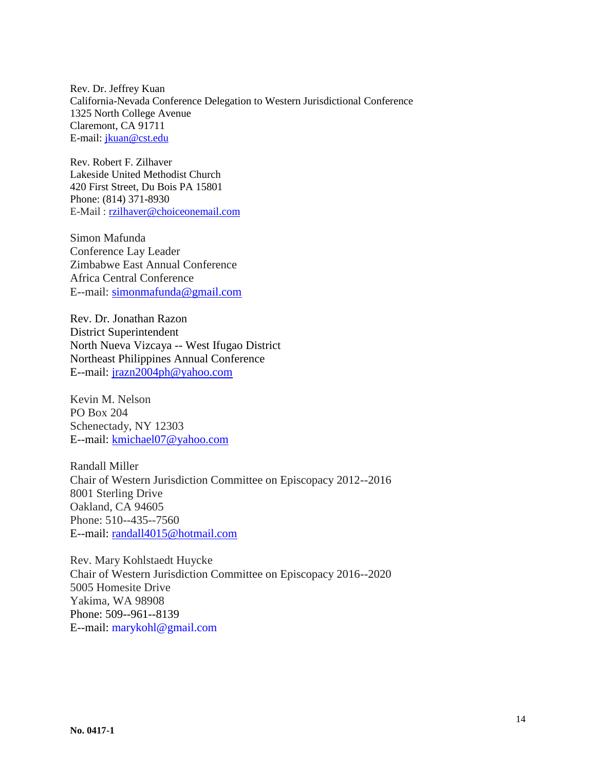Rev. Dr. Jeffrey Kuan
California-Nevada Conference Delegation to Western Jurisdictional Conference
1325 North College Avenue
Claremont, CA 91711
E-mail: jkuan@cst.edu

Rev. Robert F. Zilhaver
Lakeside United Methodist Church
420 First Street, Du Bois PA 15801
Phone: (814) 371-8930
E-Mail : rzilhaver@choiceonemail.com

Simon Mafunda
Conference Lay Leader
Zimbabwe East Annual Conference
Africa Central Conference
E--mail: simonmafunda@gmail.com

Rev. Dr. Jonathan Razon
District Superintendent
North Nueva Vizcaya -- West Ifugao District
Northeast Philippines Annual Conference
E--mail: jrazn2004ph@yahoo.com

Kevin M. Nelson
PO Box 204
Schenectady, NY 12303
E--mail: kmichael07@yahoo.com

Randall Miller
Chair of Western Jurisdiction Committee on Episcopacy 2012--2016
8001 Sterling Drive
Oakland, CA 94605
Phone: 510--435--7560
E--mail: randall4015@hotmail.com

Rev. Mary Kohlstaedt Huycke
Chair of Western Jurisdiction Committee on Episcopacy 2016--2020
5005 Homesite Drive
Yakima, WA 98908
Phone: 509--961--8139
E--mail: marykohl@gmail.com

**No. 0417-1**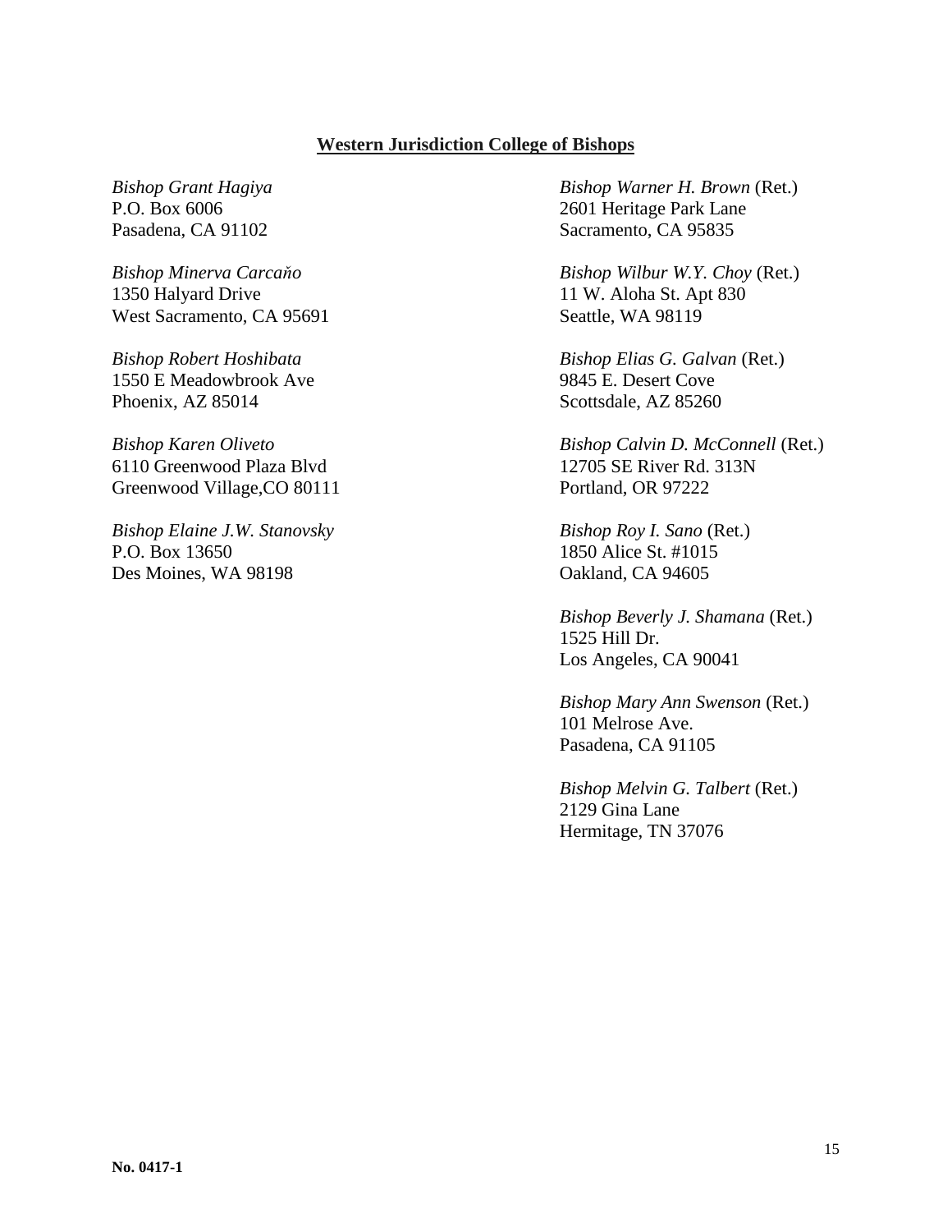**Western Jurisdiction College of Bishops**

*Bishop Grant Hagiya*
P.O. Box 6006
Pasadena, CA 91102

*Bishop Minerva Carcaňo*
1350 Halyard Drive
West Sacramento, CA 95691

*Bishop Robert Hoshibata*
1550 E Meadowbrook Ave
Phoenix, AZ 85014

*Bishop Karen Oliveto*
6110 Greenwood Plaza Blvd
Greenwood Village,CO 80111

*Bishop Elaine J.W. Stanovsky*
P.O. Box 13650
Des Moines, WA 98198

*Bishop Warner H. Brown* (Ret.)
2601 Heritage Park Lane
Sacramento, CA 95835

*Bishop Wilbur W.Y. Choy* (Ret.)
11 W. Aloha St. Apt 830
Seattle, WA 98119

*Bishop Elias G. Galvan* (Ret.)
9845 E. Desert Cove
Scottsdale, AZ 85260

*Bishop Calvin D. McConnell* (Ret.)
12705 SE River Rd. 313N
Portland, OR 97222

*Bishop Roy I. Sano* (Ret.)
1850 Alice St. #1015
Oakland, CA 94605

*Bishop Beverly J. Shamana* (Ret.)
1525 Hill Dr.
Los Angeles, CA 90041

*Bishop Mary Ann Swenson* (Ret.)
101 Melrose Ave.
Pasadena, CA 91105

*Bishop Melvin G. Talbert* (Ret.)
2129 Gina Lane
Hermitage, TN 37076

**No. 0417-1**